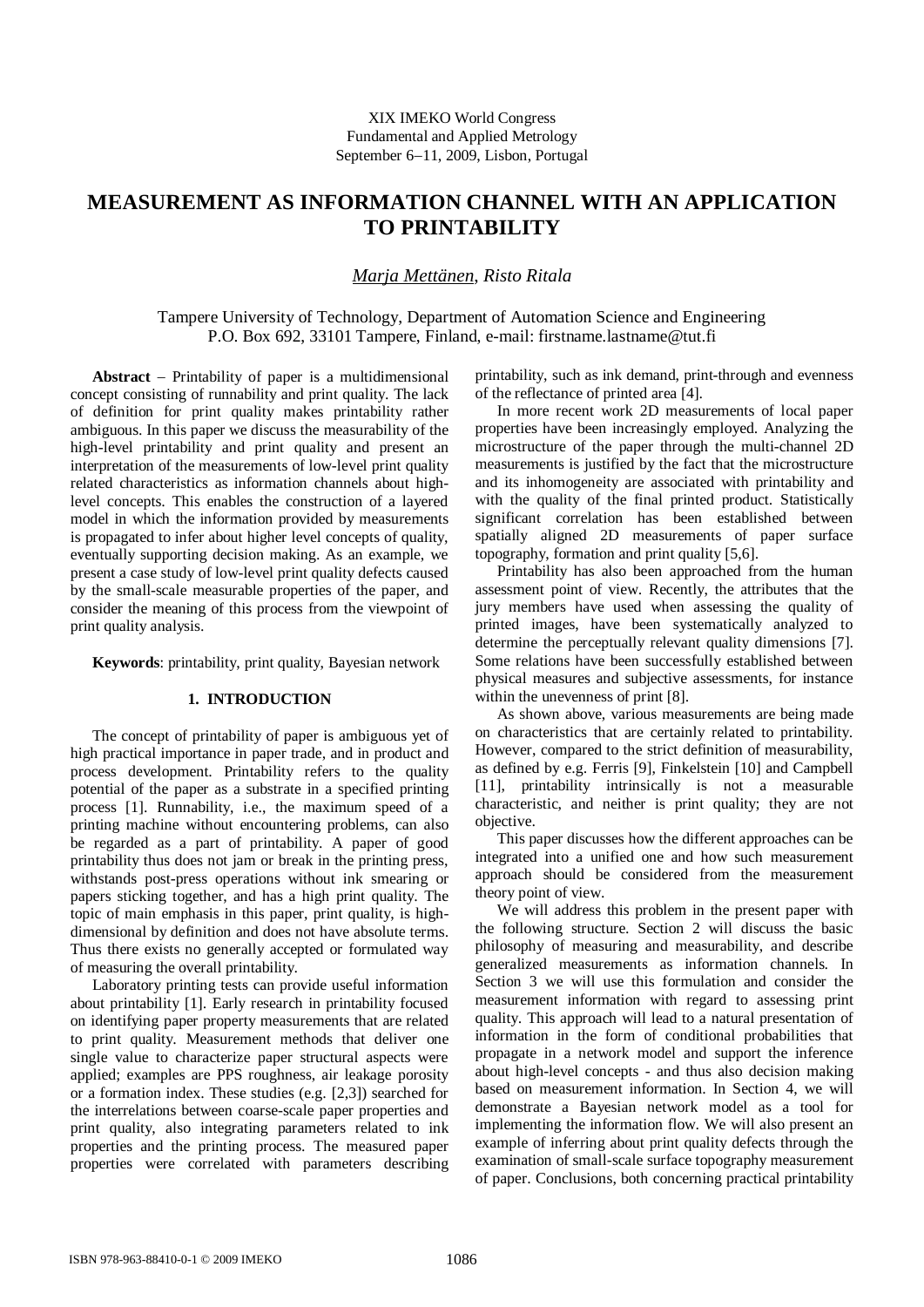XIX IMEKO World Congress
Fundamental and Applied Metrology
September 6–11, 2009, Lisbon, Portugal

# MEASUREMENT AS INFORMATION CHANNEL WITH AN APPLICATION TO PRINTABILITY

*Marja Mettänen, Risto Ritala*

Tampere University of Technology, Department of Automation Science and Engineering
P.O. Box 692, 33101 Tampere, Finland, e-mail: firstname.lastname@tut.fi

**Abstract** – Printability of paper is a multidimensional concept consisting of runnability and print quality. The lack of definition for print quality makes printability rather ambiguous. In this paper we discuss the measurability of the high-level printability and print quality and present an interpretation of the measurements of low-level print quality related characteristics as information channels about high-level concepts. This enables the construction of a layered model in which the information provided by measurements is propagated to infer about higher level concepts of quality, eventually supporting decision making. As an example, we present a case study of low-level print quality defects caused by the small-scale measurable properties of the paper, and consider the meaning of this process from the viewpoint of print quality analysis.

**Keywords**: printability, print quality, Bayesian network

## 1. INTRODUCTION

The concept of printability of paper is ambiguous yet of high practical importance in paper trade, and in product and process development. Printability refers to the quality potential of the paper as a substrate in a specified printing process [1]. Runnability, i.e., the maximum speed of a printing machine without encountering problems, can also be regarded as a part of printability. A paper of good printability thus does not jam or break in the printing press, withstands post-press operations without ink smearing or papers sticking together, and has a high print quality. The topic of main emphasis in this paper, print quality, is high-dimensional by definition and does not have absolute terms. Thus there exists no generally accepted or formulated way of measuring the overall printability.

Laboratory printing tests can provide useful information about printability [1]. Early research in printability focused on identifying paper property measurements that are related to print quality. Measurement methods that deliver one single value to characterize paper structural aspects were applied; examples are PPS roughness, air leakage porosity or a formation index. These studies (e.g. [2,3]) searched for the interrelations between coarse-scale paper properties and print quality, also integrating parameters related to ink properties and the printing process. The measured paper properties were correlated with parameters describing printability, such as ink demand, print-through and evenness of the reflectance of printed area [4].

In more recent work 2D measurements of local paper properties have been increasingly employed. Analyzing the microstructure of the paper through the multi-channel 2D measurements is justified by the fact that the microstructure and its inhomogeneity are associated with printability and with the quality of the final printed product. Statistically significant correlation has been established between spatially aligned 2D measurements of paper surface topography, formation and print quality [5,6].

Printability has also been approached from the human assessment point of view. Recently, the attributes that the jury members have used when assessing the quality of printed images, have been systematically analyzed to determine the perceptually relevant quality dimensions [7]. Some relations have been successfully established between physical measures and subjective assessments, for instance within the unevenness of print [8].

As shown above, various measurements are being made on characteristics that are certainly related to printability. However, compared to the strict definition of measurability, as defined by e.g. Ferris [9], Finkelstein [10] and Campbell [11], printability intrinsically is not a measurable characteristic, and neither is print quality; they are not objective.

This paper discusses how the different approaches can be integrated into a unified one and how such measurement approach should be considered from the measurement theory point of view.

We will address this problem in the present paper with the following structure. Section 2 will discuss the basic philosophy of measuring and measurability, and describe generalized measurements as information channels. In Section 3 we will use this formulation and consider the measurement information with regard to assessing print quality. This approach will lead to a natural presentation of information in the form of conditional probabilities that propagate in a network model and support the inference about high-level concepts - and thus also decision making based on measurement information. In Section 4, we will demonstrate a Bayesian network model as a tool for implementing the information flow. We will also present an example of inferring about print quality defects through the examination of small-scale surface topography measurement of paper. Conclusions, both concerning practical printability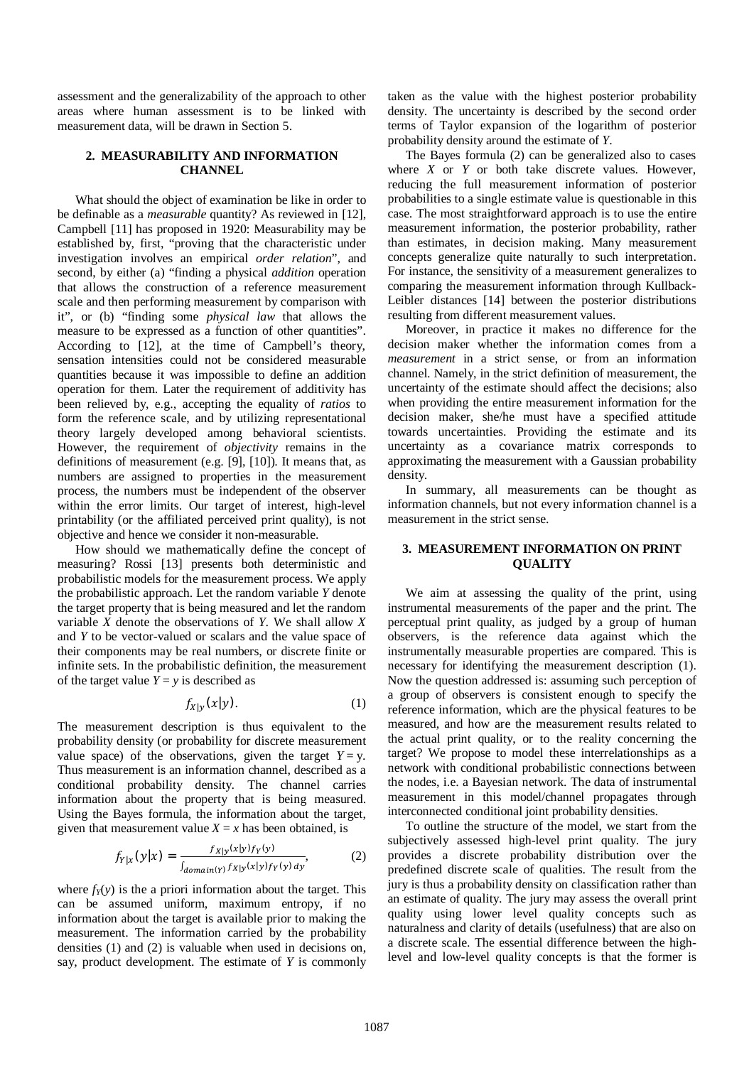assessment and the generalizability of the approach to other areas where human assessment is to be linked with measurement data, will be drawn in Section 5.

## 2. MEASURABILITY AND INFORMATION CHANNEL

What should the object of examination be like in order to be definable as a *measurable* quantity? As reviewed in [12], Campbell [11] has proposed in 1920: Measurability may be established by, first, "proving that the characteristic under investigation involves an empirical *order relation*", and second, by either (a) "finding a physical *addition* operation that allows the construction of a reference measurement scale and then performing measurement by comparison with it", or (b) "finding some *physical law* that allows the measure to be expressed as a function of other quantities". According to [12], at the time of Campbell's theory, sensation intensities could not be considered measurable quantities because it was impossible to define an addition operation for them. Later the requirement of additivity has been relieved by, e.g., accepting the equality of *ratios* to form the reference scale, and by utilizing representational theory largely developed among behavioral scientists. However, the requirement of *objectivity* remains in the definitions of measurement (e.g. [9], [10]). It means that, as numbers are assigned to properties in the measurement process, the numbers must be independent of the observer within the error limits. Our target of interest, high-level printability (or the affiliated perceived print quality), is not objective and hence we consider it non-measurable.

How should we mathematically define the concept of measuring? Rossi [13] presents both deterministic and probabilistic models for the measurement process. We apply the probabilistic approach. Let the random variable $Y$ denote the target property that is being measured and let the random variable $X$ denote the observations of $Y$. We shall allow $X$ and $Y$ to be vector-valued or scalars and the value space of their components may be real numbers, or discrete finite or infinite sets. In the probabilistic definition, the measurement of the target value $Y = y$ is described as

$$f_{X|y}(x|y). \tag{1}$$

The measurement description is thus equivalent to the probability density (or probability for discrete measurement value space) of the observations, given the target $Y = y$. Thus measurement is an information channel, described as a conditional probability density. The channel carries information about the property that is being measured. Using the Bayes formula, the information about the target, given that measurement value $X = x$ has been obtained, is

$$f_{Y|x}(y|x) = \frac{f_{X|y}(x|y)f_Y(y)}{\int_{domain(Y)} f_{X|y}(x|y)f_Y(y)\,dy}, \tag{2}$$

where $f_Y(y)$ is the a priori information about the target. This can be assumed uniform, maximum entropy, if no information about the target is available prior to making the measurement. The information carried by the probability densities (1) and (2) is valuable when used in decisions on, say, product development. The estimate of $Y$ is commonly taken as the value with the highest posterior probability density. The uncertainty is described by the second order terms of Taylor expansion of the logarithm of posterior probability density around the estimate of $Y$.

The Bayes formula (2) can be generalized also to cases where $X$ or $Y$ or both take discrete values. However, reducing the full measurement information of posterior probabilities to a single estimate value is questionable in this case. The most straightforward approach is to use the entire measurement information, the posterior probability, rather than estimates, in decision making. Many measurement concepts generalize quite naturally to such interpretation. For instance, the sensitivity of a measurement generalizes to comparing the measurement information through Kullback-Leibler distances [14] between the posterior distributions resulting from different measurement values.

Moreover, in practice it makes no difference for the decision maker whether the information comes from a *measurement* in a strict sense, or from an information channel. Namely, in the strict definition of measurement, the uncertainty of the estimate should affect the decisions; also when providing the entire measurement information for the decision maker, she/he must have a specified attitude towards uncertainties. Providing the estimate and its uncertainty as a covariance matrix corresponds to approximating the measurement with a Gaussian probability density.

In summary, all measurements can be thought as information channels, but not every information channel is a measurement in the strict sense.

## 3. MEASUREMENT INFORMATION ON PRINT QUALITY

We aim at assessing the quality of the print, using instrumental measurements of the paper and the print. The perceptual print quality, as judged by a group of human observers, is the reference data against which the instrumentally measurable properties are compared. This is necessary for identifying the measurement description (1). Now the question addressed is: assuming such perception of a group of observers is consistent enough to specify the reference information, which are the physical features to be measured, and how are the measurement results related to the actual print quality, or to the reality concerning the target? We propose to model these interrelationships as a network with conditional probabilistic connections between the nodes, i.e. a Bayesian network. The data of instrumental measurement in this model/channel propagates through interconnected conditional joint probability densities.

To outline the structure of the model, we start from the subjectively assessed high-level print quality. The jury provides a discrete probability distribution over the predefined discrete scale of qualities. The result from the jury is thus a probability density on classification rather than an estimate of quality. The jury may assess the overall print quality using lower level quality concepts such as naturalness and clarity of details (usefulness) that are also on a discrete scale. The essential difference between the high-level and low-level quality concepts is that the former is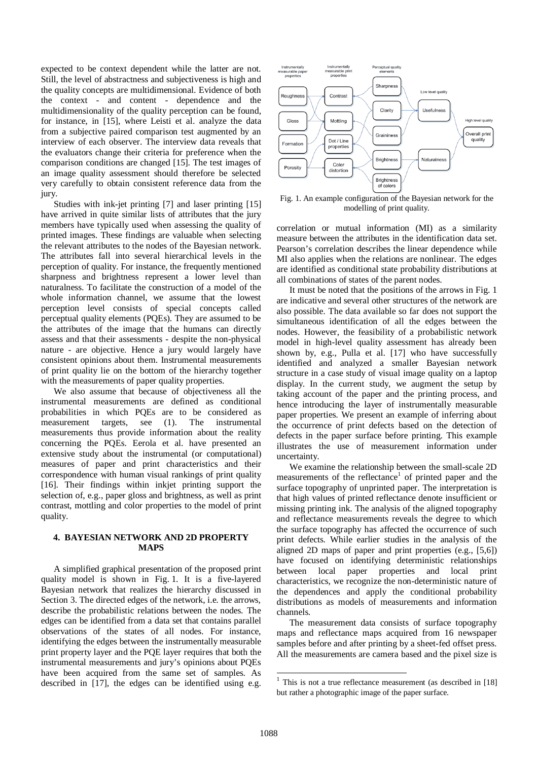expected to be context dependent while the latter are not. Still, the level of abstractness and subjectiveness is high and the quality concepts are multidimensional. Evidence of both the context - and content - dependence and the multidimensionality of the quality perception can be found, for instance, in [15], where Leisti et al. analyze the data from a subjective paired comparison test augmented by an interview of each observer. The interview data reveals that the evaluators change their criteria for preference when the comparison conditions are changed [15]. The test images of an image quality assessment should therefore be selected very carefully to obtain consistent reference data from the jury.

Studies with ink-jet printing [7] and laser printing [15] have arrived in quite similar lists of attributes that the jury members have typically used when assessing the quality of printed images. These findings are valuable when selecting the relevant attributes to the nodes of the Bayesian network. The attributes fall into several hierarchical levels in the perception of quality. For instance, the frequently mentioned sharpness and brightness represent a lower level than naturalness. To facilitate the construction of a model of the whole information channel, we assume that the lowest perception level consists of special concepts called perceptual quality elements (PQEs). They are assumed to be the attributes of the image that the humans can directly assess and that their assessments - despite the non-physical nature - are objective. Hence a jury would largely have consistent opinions about them. Instrumental measurements of print quality lie on the bottom of the hierarchy together with the measurements of paper quality properties.

We also assume that because of objectiveness all the instrumental measurements are defined as conditional probabilities in which PQEs are to be considered as measurement targets, see (1). The instrumental measurements thus provide information about the reality concerning the PQEs. Eerola et al. have presented an extensive study about the instrumental (or computational) measures of paper and print characteristics and their correspondence with human visual rankings of print quality [16]. Their findings within inkjet printing support the selection of, e.g., paper gloss and brightness, as well as print contrast, mottling and color properties to the model of print quality.

## 4. BAYESIAN NETWORK AND 2D PROPERTY MAPS

A simplified graphical presentation of the proposed print quality model is shown in Fig. 1. It is a five-layered Bayesian network that realizes the hierarchy discussed in Section 3. The directed edges of the network, i.e. the arrows, describe the probabilistic relations between the nodes. The edges can be identified from a data set that contains parallel observations of the states of all nodes. For instance, identifying the edges between the instrumentally measurable print property layer and the PQE layer requires that both the instrumental measurements and jury's opinions about PQEs have been acquired from the same set of samples. As described in [17], the edges can be identified using e.g. correlation or mutual information (MI) as a similarity measure between the attributes in the identification data set. Pearson's correlation describes the linear dependence while MI also applies when the relations are nonlinear. The edges are identified as conditional state probability distributions at all combinations of states of the parent nodes.

Fig. 1. An example configuration of the Bayesian network for the modelling of print quality.

It must be noted that the positions of the arrows in Fig. 1 are indicative and several other structures of the network are also possible. The data available so far does not support the simultaneous identification of all the edges between the nodes. However, the feasibility of a probabilistic network model in high-level quality assessment has already been shown by, e.g., Pulla et al. [17] who have successfully identified and analyzed a smaller Bayesian network structure in a case study of visual image quality on a laptop display. In the current study, we augment the setup by taking account of the paper and the printing process, and hence introducing the layer of instrumentally measurable paper properties. We present an example of inferring about the occurrence of print defects based on the detection of defects in the paper surface before printing. This example illustrates the use of measurement information under uncertainty.

We examine the relationship between the small-scale 2D measurements of the reflectance[1] of printed paper and the surface topography of unprinted paper. The interpretation is that high values of printed reflectance denote insufficient or missing printing ink. The analysis of the aligned topography and reflectance measurements reveals the degree to which the surface topography has affected the occurrence of such print defects. While earlier studies in the analysis of the aligned 2D maps of paper and print properties (e.g., [5,6]) have focused on identifying deterministic relationships between local paper properties and local print characteristics, we recognize the non-deterministic nature of the dependences and apply the conditional probability distributions as models of measurements and information channels.

The measurement data consists of surface topography maps and reflectance maps acquired from 16 newspaper samples before and after printing by a sheet-fed offset press. All the measurements are camera based and the pixel size is

[1] This is not a true reflectance measurement (as described in [18] but rather a photographic image of the paper surface.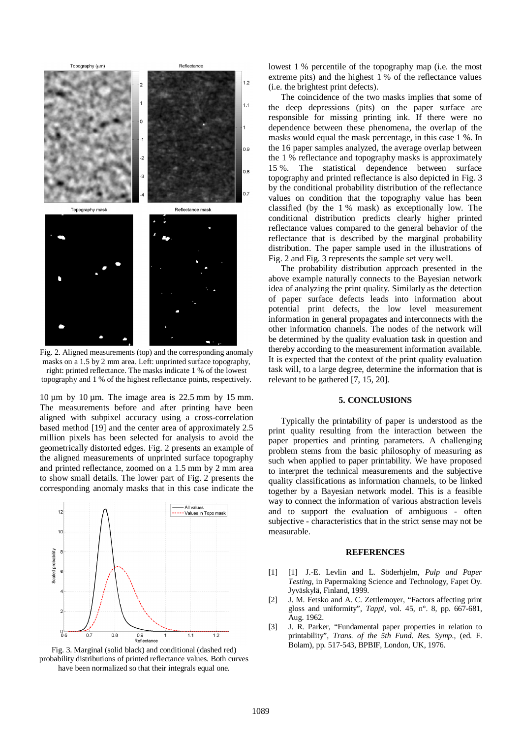Fig. 2. Aligned measurements (top) and the corresponding anomaly masks on a 1.5 by 2 mm area. Left: unprinted surface topography, right: printed reflectance. The masks indicate 1 % of the lowest topography and 1 % of the highest reflectance points, respectively.

10 µm by 10 µm. The image area is 22.5 mm by 15 mm. The measurements before and after printing have been aligned with subpixel accuracy using a cross-correlation based method [19] and the center area of approximately 2.5 million pixels has been selected for analysis to avoid the geometrically distorted edges. Fig. 2 presents an example of the aligned measurements of unprinted surface topography and printed reflectance, zoomed on a 1.5 mm by 2 mm area to show small details. The lower part of Fig. 2 presents the corresponding anomaly masks that in this case indicate the lowest 1 % percentile of the topography map (i.e. the most extreme pits) and the highest 1 % of the reflectance values (i.e. the brightest print defects).

Fig. 3. Marginal (solid black) and conditional (dashed red) probability distributions of printed reflectance values. Both curves have been normalized so that their integrals equal one.

The coincidence of the two masks implies that some of the deep depressions (pits) on the paper surface are responsible for missing printing ink. If there were no dependence between these phenomena, the overlap of the masks would equal the mask percentage, in this case 1 %. In the 16 paper samples analyzed, the average overlap between the 1 % reflectance and topography masks is approximately 15 %. The statistical dependence between surface topography and printed reflectance is also depicted in Fig. 3 by the conditional probability distribution of the reflectance values on condition that the topography value has been classified (by the 1 % mask) as exceptionally low. The conditional distribution predicts clearly higher printed reflectance values compared to the general behavior of the reflectance that is described by the marginal probability distribution. The paper sample used in the illustrations of Fig. 2 and Fig. 3 represents the sample set very well.

The probability distribution approach presented in the above example naturally connects to the Bayesian network idea of analyzing the print quality. Similarly as the detection of paper surface defects leads into information about potential print defects, the low level measurement information in general propagates and interconnects with the other information channels. The nodes of the network will be determined by the quality evaluation task in question and thereby according to the measurement information available. It is expected that the context of the print quality evaluation task will, to a large degree, determine the information that is relevant to be gathered [7, 15, 20].

## 5. CONCLUSIONS

Typically the printability of paper is understood as the print quality resulting from the interaction between the paper properties and printing parameters. A challenging problem stems from the basic philosophy of measuring as such when applied to paper printability. We have proposed to interpret the technical measurements and the subjective quality classifications as information channels, to be linked together by a Bayesian network model. This is a feasible way to connect the information of various abstraction levels and to support the evaluation of ambiguous - often subjective - characteristics that in the strict sense may not be measurable.

## REFERENCES

[1] [1] J.-E. Levlin and L. Söderhjelm, *Pulp and Paper Testing*, in Papermaking Science and Technology, Fapet Oy. Jyväskylä, Finland, 1999.

[2] J. M. Fetsko and A. C. Zettlemoyer, "Factors affecting print gloss and uniformity", *Tappi*, vol. 45, n°. 8, pp. 667-681, Aug. 1962.

[3] J. R. Parker, "Fundamental paper properties in relation to printability", *Trans. of the 5th Fund. Res. Symp.*, (ed. F. Bolam), pp. 517-543, BPBIF, London, UK, 1976.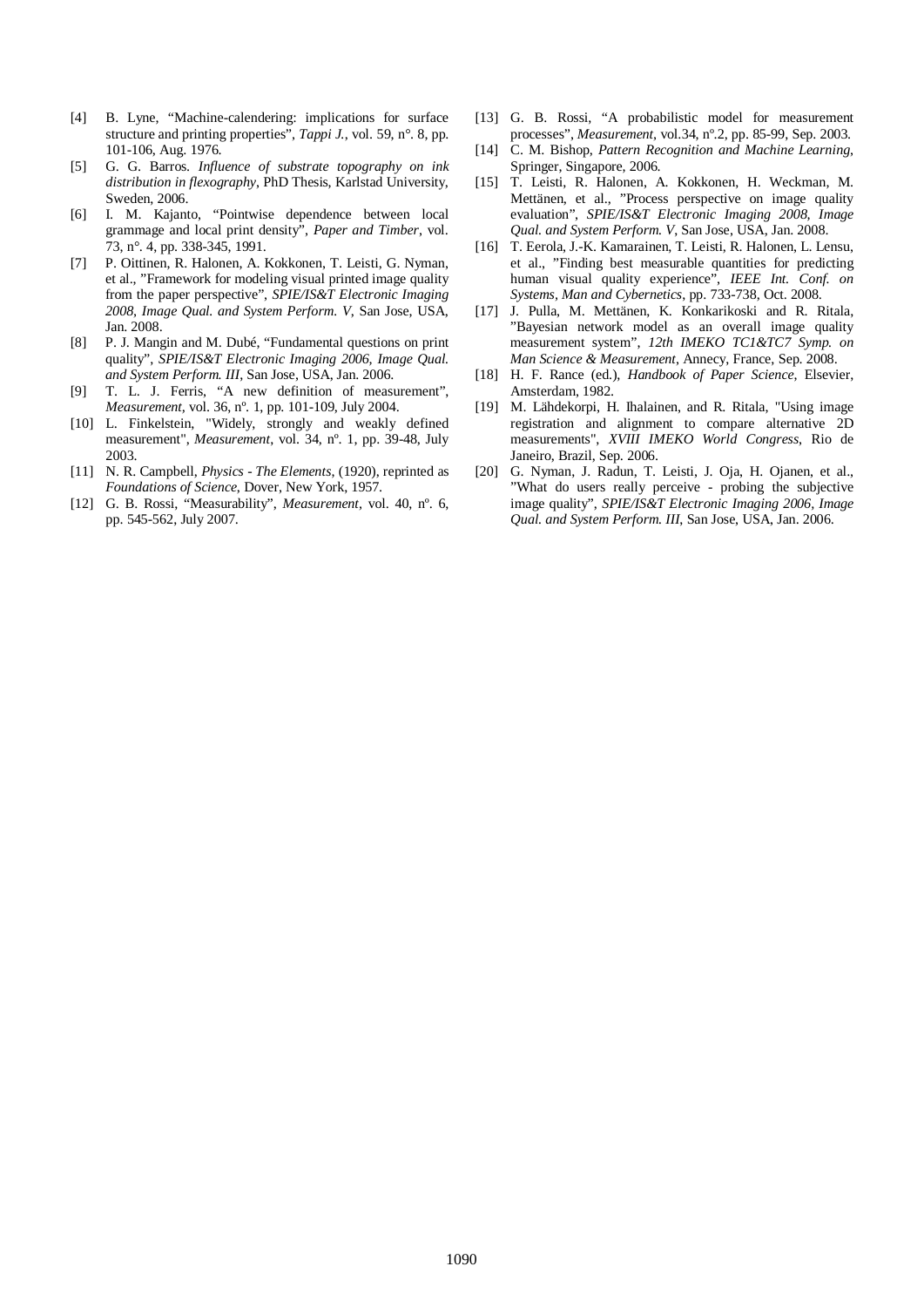[4] B. Lyne, "Machine-calendering: implications for surface structure and printing properties", *Tappi J.*, vol. 59, n°. 8, pp. 101-106, Aug. 1976.

[5] G. G. Barros. *Influence of substrate topography on ink distribution in flexography*, PhD Thesis, Karlstad University, Sweden, 2006.

[6] I. M. Kajanto, "Pointwise dependence between local grammage and local print density", *Paper and Timber*, vol. 73, n°. 4, pp. 338-345, 1991.

[7] P. Oittinen, R. Halonen, A. Kokkonen, T. Leisti, G. Nyman, et al., "Framework for modeling visual printed image quality from the paper perspective", *SPIE/IS&T Electronic Imaging 2008, Image Qual. and System Perform. V*, San Jose, USA, Jan. 2008.

[8] P. J. Mangin and M. Dubé, "Fundamental questions on print quality", *SPIE/IS&T Electronic Imaging 2006, Image Qual. and System Perform. III*, San Jose, USA, Jan. 2006.

[9] T. L. J. Ferris, "A new definition of measurement", *Measurement*, vol. 36, nº. 1, pp. 101-109, July 2004.

[10] L. Finkelstein, "Widely, strongly and weakly defined measurement", *Measurement*, vol. 34, nº. 1, pp. 39-48, July 2003.

[11] N. R. Campbell, *Physics - The Elements*, (1920), reprinted as *Foundations of Science*, Dover, New York, 1957.

[12] G. B. Rossi, "Measurability", *Measurement*, vol. 40, nº. 6, pp. 545-562, July 2007.

[13] G. B. Rossi, "A probabilistic model for measurement processes", *Measurement*, vol.34, nº.2, pp. 85-99, Sep. 2003.

[14] C. M. Bishop, *Pattern Recognition and Machine Learning*, Springer, Singapore, 2006.

[15] T. Leisti, R. Halonen, A. Kokkonen, H. Weckman, M. Mettänen, et al., "Process perspective on image quality evaluation", *SPIE/IS&T Electronic Imaging 2008, Image Qual. and System Perform. V*, San Jose, USA, Jan. 2008.

[16] T. Eerola, J.-K. Kamarainen, T. Leisti, R. Halonen, L. Lensu, et al., "Finding best measurable quantities for predicting human visual quality experience", *IEEE Int. Conf. on Systems, Man and Cybernetics*, pp. 733-738, Oct. 2008.

[17] J. Pulla, M. Mettänen, K. Konkarikoski and R. Ritala, "Bayesian network model as an overall image quality measurement system", *12th IMEKO TC1&TC7 Symp. on Man Science & Measurement*, Annecy, France, Sep. 2008.

[18] H. F. Rance (ed.), *Handbook of Paper Science*, Elsevier, Amsterdam, 1982.

[19] M. Lähdekorpi, H. Ihalainen, and R. Ritala, "Using image registration and alignment to compare alternative 2D measurements", *XVIII IMEKO World Congress*, Rio de Janeiro, Brazil, Sep. 2006.

[20] G. Nyman, J. Radun, T. Leisti, J. Oja, H. Ojanen, et al., "What do users really perceive - probing the subjective image quality", *SPIE/IS&T Electronic Imaging 2006, Image Qual. and System Perform. III*, San Jose, USA, Jan. 2006.